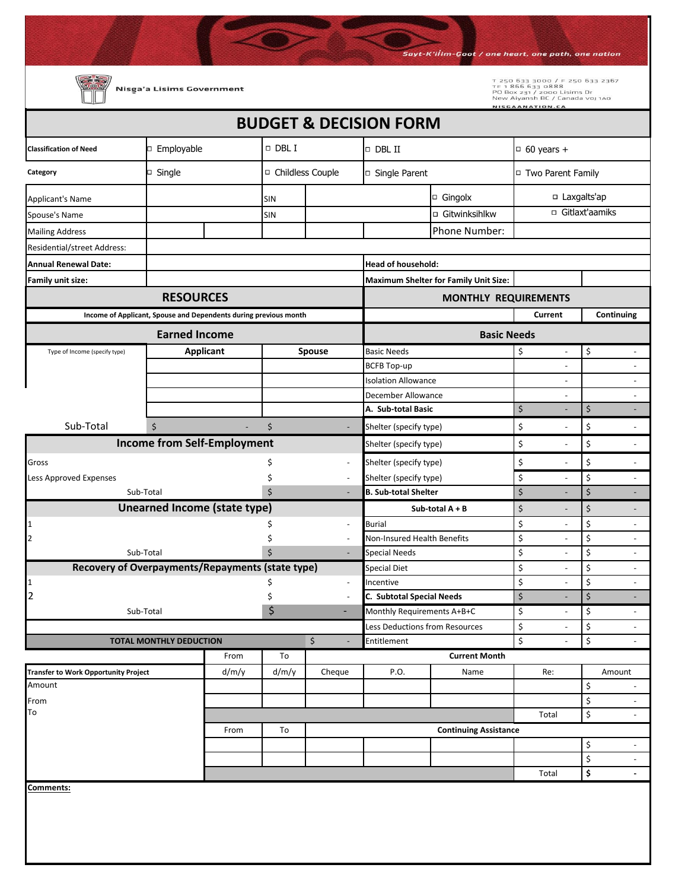*Sayt-K'ilim-Goot / one heart, one path, one nation*

Nisga'a Lisims Government

T 250 633 3000 / F 250 633 2367
TF 1 866 633 0888
PO Box 231 / 2000 Lisims Dr
New Aiyansh BC / Canada V0J 1A0
NISGAANATION.CA

# BUDGET & DECISION FORM

| | | | | |
|---|---|---|---|---|
| **Classification of Need** | □ Employable | □ DBL I | □ DBL II | □ 60 years + |
| **Category** | □ Single | □ Childless Couple | □ Single Parent | □ Two Parent Family |

| | | | | | |
|---|---|---|---|---|---|
| Applicant's Name | | SIN | | □ Gingolx | □ Laxgalts'ap |
| Spouse's Name | | SIN | | □ Gitwinksihlkw | □ Gitlaxt'aamiks |
| Mailing Address | | | | Phone Number: | |
| Residential/street Address: | | | | | |
| **Annual Renewal Date:** | | **Head of household:** | | | |
| **Family unit size:** | | **Maximum Shelter for Family Unit Size:** | | | |

## RESOURCES

**Income of Applicant, Spouse and Dependents during previous month**

### Earned Income

| Type of Income (specify type) | Applicant | Spouse |
|---|---|---|
| | | |
| | | |
| | | |
| | | |
| Sub-Total | $ - | $ - |

### Income from Self-Employment

| | |
|---|---|
| Gross | $ - |
| Less Approved Expenses | $ - |
| Sub-Total | $ - |

### Unearned Income (state type)

| | |
|---|---|
| 1 | $ - |
| 2 | $ - |
| Sub-Total | $ - |

### Recovery of Overpayments/Repayments (state type)

| | |
|---|---|
| 1 | $ - |
| 2 | $ - |
| Sub-Total | $ - |

| | |
|---|---|
| **TOTAL MONTHLY DEDUCTION** | $ - |

## MONTHLY REQUIREMENTS

| | Current | Continuing |
|---|---|---|
| **Basic Needs** | | |
| Basic Needs | $ - | $ - |
| BCFB Top-up | - | - |
| Isolation Allowance | - | - |
| December Allowance | - | - |
| **A. Sub-total Basic** | $ - | $ - |
| Shelter (specify type) | $ - | $ - |
| Shelter (specify type) | $ - | $ - |
| Shelter (specify type) | $ - | $ - |
| Shelter (specify type) | $ - | $ - |
| **B. Sub-total Shelter** | $ - | $ - |
| **Sub-total A + B** | $ - | $ - |
| Burial | $ - | $ - |
| Non-Insured Health Benefits | $ - | $ - |
| Special Needs | $ - | $ - |
| Special Diet | $ - | $ - |
| Incentive | $ - | $ - |
| **C. Subtotal Special Needs** | $ - | $ - |
| Monthly Requirements A+B+C | $ - | $ - |
| Less Deductions from Resources | $ - | $ - |
| Entitlement | $ - | $ - |

| | From | To | Current Month | | | | |
|---|---|---|---|---|---|---|---|
| **Transfer to Work Opportunity Project** | d/m/y | d/m/y | Cheque | P.O. | Name | Re: | Amount |
| Amount | | | | | | | $ - |
| From | | | | | | | $ - |
| To | | | | | | Total | $ - |
| | **From** | **To** | **Continuing Assistance** | | | | |
| | | | | | | | $ - |
| | | | | | | | $ - |
| | | | | | | Total | $ - |

**Comments:**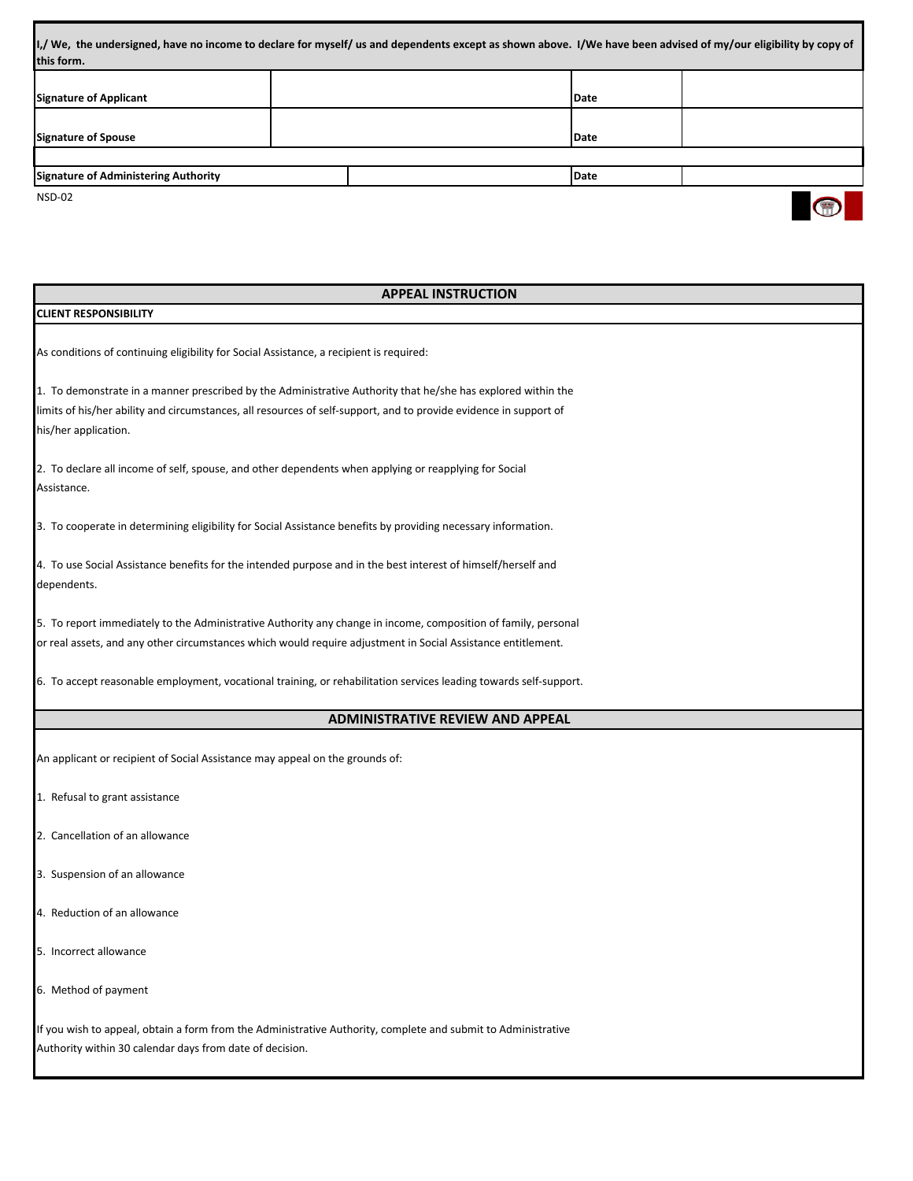**I,/ We, the undersigned, have no income to declare for myself/ us and dependents except as shown above. I/We have been advised of my/our eligibility by copy of this form.**

| | | | |
|---|---|---|---|
| **Signature of Applicant** | | **Date** | |
| **Signature of Spouse** | | **Date** | |
| **Signature of Administering Authority** | | **Date** | |

NSD-02

## APPEAL INSTRUCTION

**CLIENT RESPONSIBILITY**

As conditions of continuing eligibility for Social Assistance, a recipient is required:

1. To demonstrate in a manner prescribed by the Administrative Authority that he/she has explored within the limits of his/her ability and circumstances, all resources of self-support, and to provide evidence in support of his/her application.

2. To declare all income of self, spouse, and other dependents when applying or reapplying for Social Assistance.

3. To cooperate in determining eligibility for Social Assistance benefits by providing necessary information.

4. To use Social Assistance benefits for the intended purpose and in the best interest of himself/herself and dependents.

5. To report immediately to the Administrative Authority any change in income, composition of family, personal or real assets, and any other circumstances which would require adjustment in Social Assistance entitlement.

6. To accept reasonable employment, vocational training, or rehabilitation services leading towards self-support.

## ADMINISTRATIVE REVIEW AND APPEAL

An applicant or recipient of Social Assistance may appeal on the grounds of:

1. Refusal to grant assistance

2. Cancellation of an allowance

3. Suspension of an allowance

4. Reduction of an allowance

5. Incorrect allowance

6. Method of payment

If you wish to appeal, obtain a form from the Administrative Authority, complete and submit to Administrative Authority within 30 calendar days from date of decision.